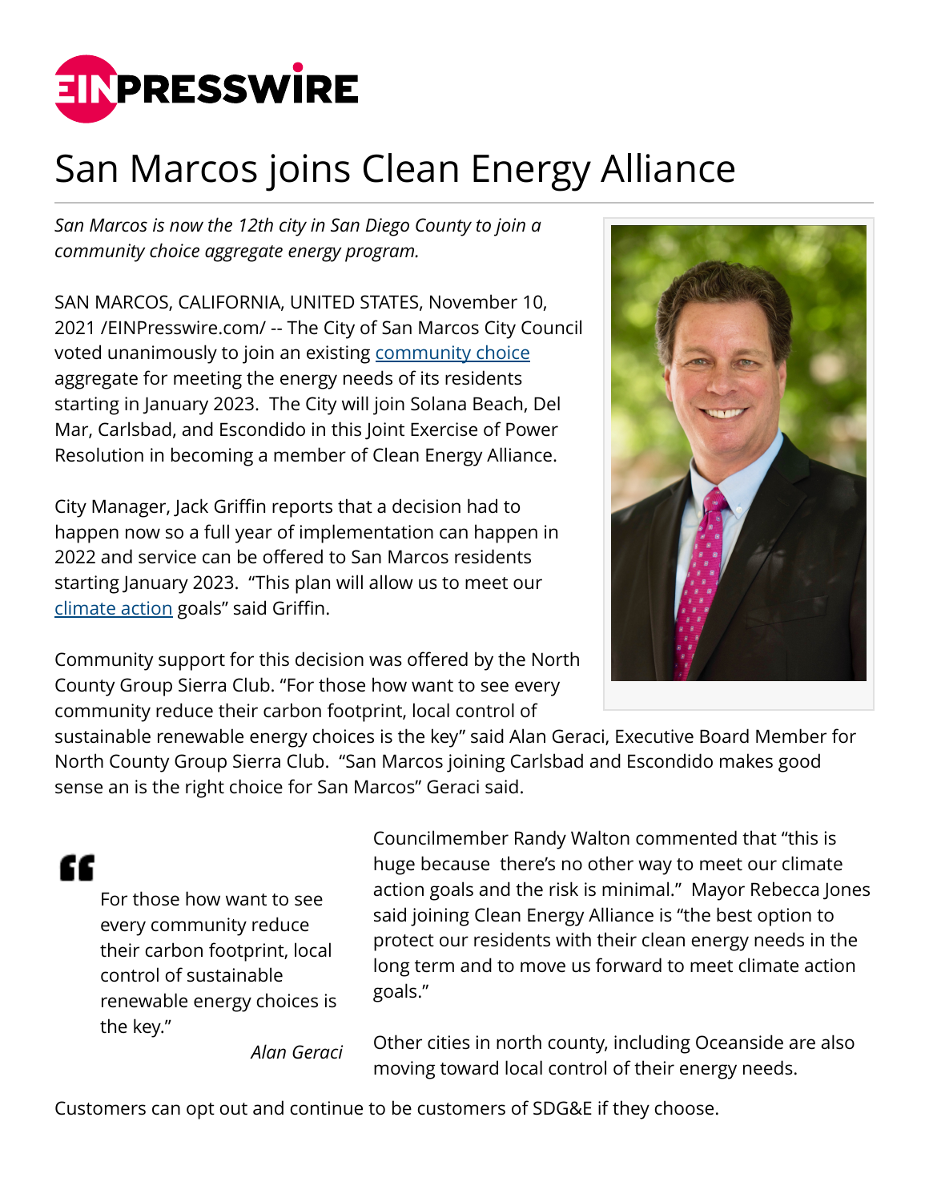# San Marcos joins Clean Energy Alliance

*San Marcos is now the 12th city in San Diego County to join a community choice aggregate energy program.*

SAN MARCOS, CALIFORNIA, UNITED STATES, November 10, 2021 /EINPresswire.com/ -- The City of San Marcos City Council voted unanimously to join an existing community choice aggregate for meeting the energy needs of its residents starting in January 2023. The City will join Solana Beach, Del Mar, Carlsbad, and Escondido in this Joint Exercise of Power Resolution in becoming a member of Clean Energy Alliance.

City Manager, Jack Griffin reports that a decision had to happen now so a full year of implementation can happen in 2022 and service can be offered to San Marcos residents starting January 2023. "This plan will allow us to meet our climate action goals" said Griffin.

Community support for this decision was offered by the North County Group Sierra Club. "For those how want to see every community reduce their carbon footprint, local control of sustainable renewable energy choices is the key" said Alan Geraci, Executive Board Member for North County Group Sierra Club. "San Marcos joining Carlsbad and Escondido makes good sense an is the right choice for San Marcos" Geraci said.

> For those how want to see every community reduce their carbon footprint, local control of sustainable renewable energy choices is the key."
>
> *Alan Geraci*

Councilmember Randy Walton commented that "this is huge because there's no other way to meet our climate action goals and the risk is minimal." Mayor Rebecca Jones said joining Clean Energy Alliance is "the best option to protect our residents with their clean energy needs in the long term and to move us forward to meet climate action goals."

Other cities in north county, including Oceanside are also moving toward local control of their energy needs.

Customers can opt out and continue to be customers of SDG&E if they choose.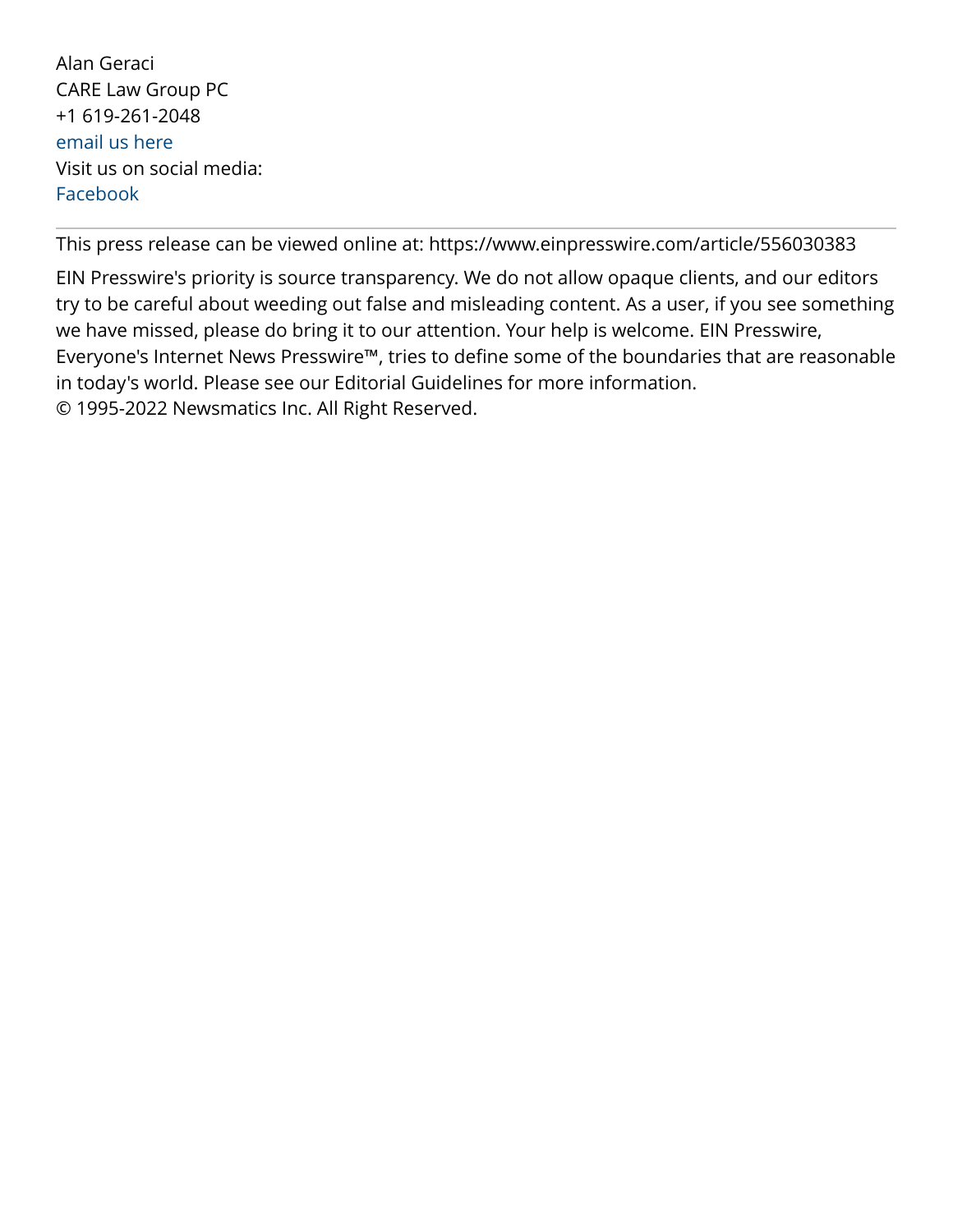Alan Geraci
CARE Law Group PC
+1 619-261-2048
email us here
Visit us on social media:
Facebook

---

This press release can be viewed online at: https://www.einpresswire.com/article/556030383

EIN Presswire's priority is source transparency. We do not allow opaque clients, and our editors try to be careful about weeding out false and misleading content. As a user, if you see something we have missed, please do bring it to our attention. Your help is welcome. EIN Presswire, Everyone's Internet News Presswire™, tries to define some of the boundaries that are reasonable in today's world. Please see our Editorial Guidelines for more information.
© 1995-2022 Newsmatics Inc. All Right Reserved.